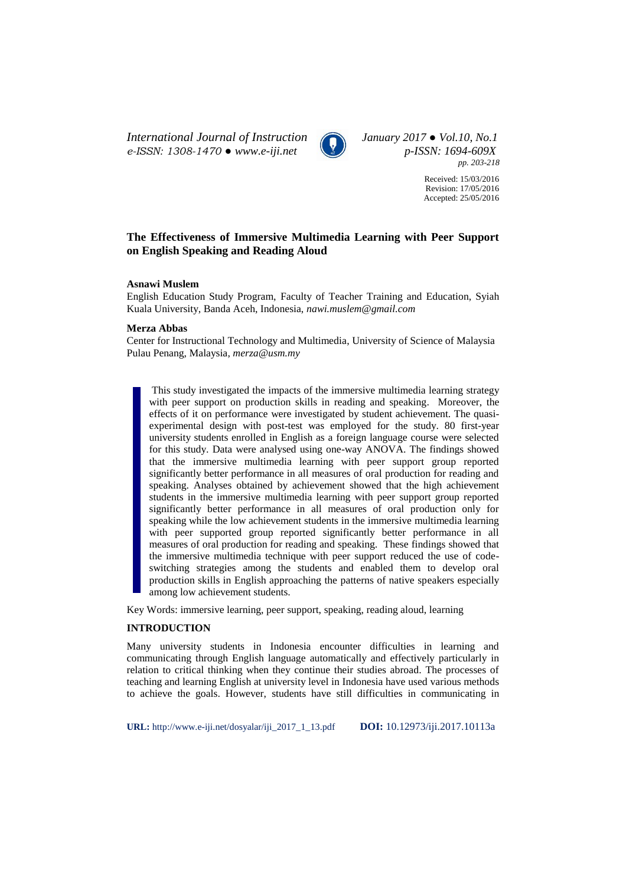# The Effectiveness of Immersive Multimedia Learning with Peer Support on English Speaking and Reading Aloud

**Asnawi Muslem**
English Education Study Program, Faculty of Teacher Training and Education, Syiah Kuala University, Banda Aceh, Indonesia, *nawi.muslem@gmail.com*

**Merza Abbas**
Center for Instructional Technology and Multimedia, University of Science of Malaysia Pulau Penang, Malaysia, *merza@usm.my*

This study investigated the impacts of the immersive multimedia learning strategy with peer support on production skills in reading and speaking. Moreover, the effects of it on performance were investigated by student achievement. The quasi-experimental design with post-test was employed for the study. 80 first-year university students enrolled in English as a foreign language course were selected for this study. Data were analysed using one-way ANOVA. The findings showed that the immersive multimedia learning with peer support group reported significantly better performance in all measures of oral production for reading and speaking. Analyses obtained by achievement showed that the high achievement students in the immersive multimedia learning with peer support group reported significantly better performance in all measures of oral production only for speaking while the low achievement students in the immersive multimedia learning with peer supported group reported significantly better performance in all measures of oral production for reading and speaking. These findings showed that the immersive multimedia technique with peer support reduced the use of code-switching strategies among the students and enabled them to develop oral production skills in English approaching the patterns of native speakers especially among low achievement students.

Key Words: immersive learning, peer support, speaking, reading aloud, learning

## INTRODUCTION

Many university students in Indonesia encounter difficulties in learning and communicating through English language automatically and effectively particularly in relation to critical thinking when they continue their studies abroad. The processes of teaching and learning English at university level in Indonesia have used various methods to achieve the goals. However, students have still difficulties in communicating in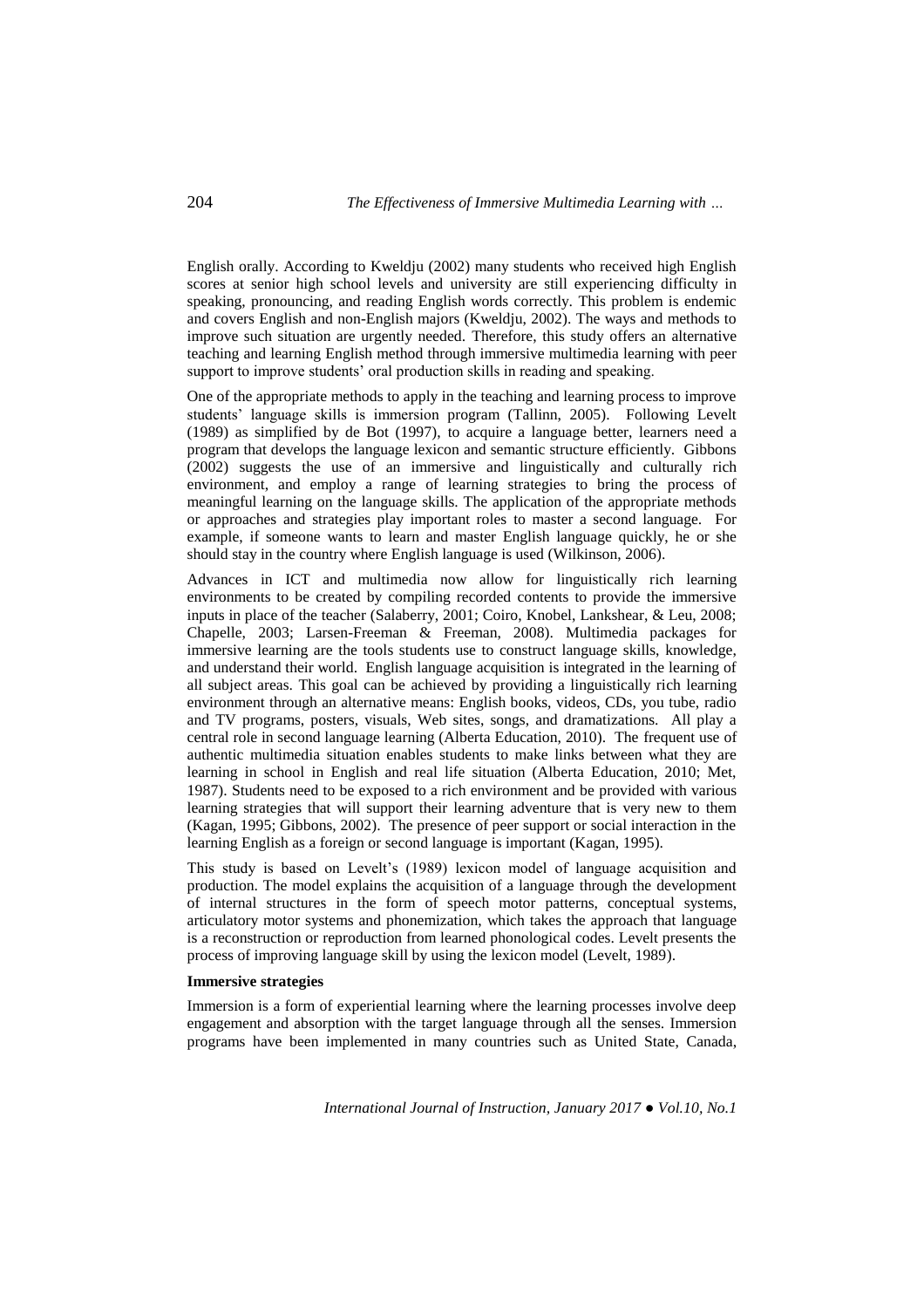English orally. According to Kweldju (2002) many students who received high English scores at senior high school levels and university are still experiencing difficulty in speaking, pronouncing, and reading English words correctly. This problem is endemic and covers English and non-English majors (Kweldju, 2002). The ways and methods to improve such situation are urgently needed. Therefore, this study offers an alternative teaching and learning English method through immersive multimedia learning with peer support to improve students' oral production skills in reading and speaking.

One of the appropriate methods to apply in the teaching and learning process to improve students' language skills is immersion program (Tallinn, 2005). Following Levelt (1989) as simplified by de Bot (1997), to acquire a language better, learners need a program that develops the language lexicon and semantic structure efficiently. Gibbons (2002) suggests the use of an immersive and linguistically and culturally rich environment, and employ a range of learning strategies to bring the process of meaningful learning on the language skills. The application of the appropriate methods or approaches and strategies play important roles to master a second language. For example, if someone wants to learn and master English language quickly, he or she should stay in the country where English language is used (Wilkinson, 2006).

Advances in ICT and multimedia now allow for linguistically rich learning environments to be created by compiling recorded contents to provide the immersive inputs in place of the teacher (Salaberry, 2001; Coiro, Knobel, Lankshear, & Leu, 2008; Chapelle, 2003; Larsen-Freeman & Freeman, 2008). Multimedia packages for immersive learning are the tools students use to construct language skills, knowledge, and understand their world. English language acquisition is integrated in the learning of all subject areas. This goal can be achieved by providing a linguistically rich learning environment through an alternative means: English books, videos, CDs, you tube, radio and TV programs, posters, visuals, Web sites, songs, and dramatizations. All play a central role in second language learning (Alberta Education, 2010). The frequent use of authentic multimedia situation enables students to make links between what they are learning in school in English and real life situation (Alberta Education, 2010; Met, 1987). Students need to be exposed to a rich environment and be provided with various learning strategies that will support their learning adventure that is very new to them (Kagan, 1995; Gibbons, 2002). The presence of peer support or social interaction in the learning English as a foreign or second language is important (Kagan, 1995).

This study is based on Levelt's (1989) lexicon model of language acquisition and production. The model explains the acquisition of a language through the development of internal structures in the form of speech motor patterns, conceptual systems, articulatory motor systems and phonemization, which takes the approach that language is a reconstruction or reproduction from learned phonological codes. Levelt presents the process of improving language skill by using the lexicon model (Levelt, 1989).

**Immersive strategies**

Immersion is a form of experiential learning where the learning processes involve deep engagement and absorption with the target language through all the senses. Immersion programs have been implemented in many countries such as United State, Canada,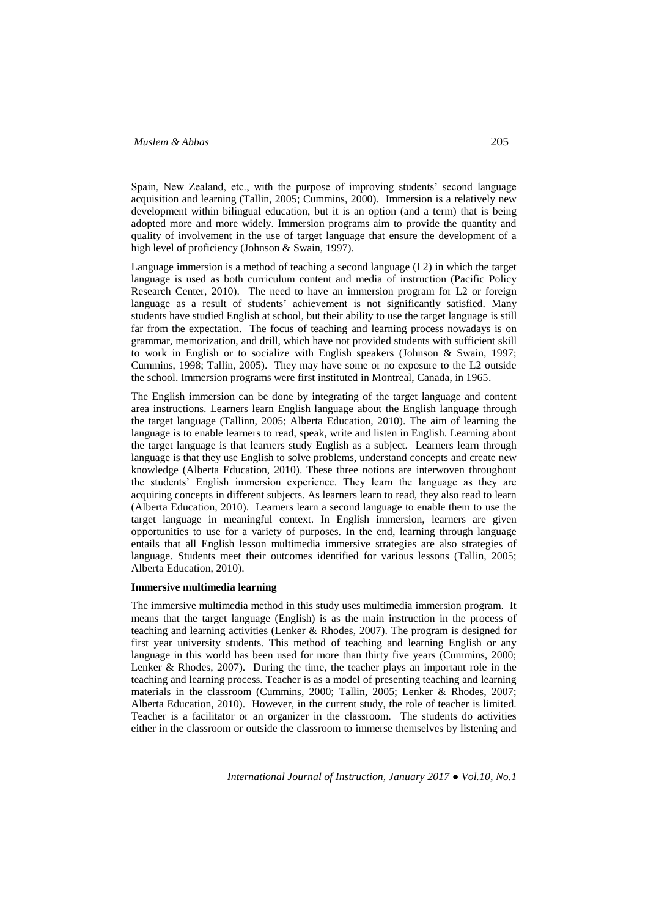Spain, New Zealand, etc., with the purpose of improving students' second language acquisition and learning (Tallin, 2005; Cummins, 2000). Immersion is a relatively new development within bilingual education, but it is an option (and a term) that is being adopted more and more widely. Immersion programs aim to provide the quantity and quality of involvement in the use of target language that ensure the development of a high level of proficiency (Johnson & Swain, 1997).

Language immersion is a method of teaching a second language (L2) in which the target language is used as both curriculum content and media of instruction (Pacific Policy Research Center, 2010). The need to have an immersion program for L2 or foreign language as a result of students' achievement is not significantly satisfied. Many students have studied English at school, but their ability to use the target language is still far from the expectation. The focus of teaching and learning process nowadays is on grammar, memorization, and drill, which have not provided students with sufficient skill to work in English or to socialize with English speakers (Johnson & Swain, 1997; Cummins, 1998; Tallin, 2005). They may have some or no exposure to the L2 outside the school. Immersion programs were first instituted in Montreal, Canada, in 1965.

The English immersion can be done by integrating of the target language and content area instructions. Learners learn English language about the English language through the target language (Tallinn, 2005; Alberta Education, 2010). The aim of learning the language is to enable learners to read, speak, write and listen in English. Learning about the target language is that learners study English as a subject. Learners learn through language is that they use English to solve problems, understand concepts and create new knowledge (Alberta Education, 2010). These three notions are interwoven throughout the students' English immersion experience. They learn the language as they are acquiring concepts in different subjects. As learners learn to read, they also read to learn (Alberta Education, 2010). Learners learn a second language to enable them to use the target language in meaningful context. In English immersion, learners are given opportunities to use for a variety of purposes. In the end, learning through language entails that all English lesson multimedia immersive strategies are also strategies of language. Students meet their outcomes identified for various lessons (Tallin, 2005; Alberta Education, 2010).

**Immersive multimedia learning**

The immersive multimedia method in this study uses multimedia immersion program. It means that the target language (English) is as the main instruction in the process of teaching and learning activities (Lenker & Rhodes, 2007). The program is designed for first year university students. This method of teaching and learning English or any language in this world has been used for more than thirty five years (Cummins, 2000; Lenker & Rhodes, 2007). During the time, the teacher plays an important role in the teaching and learning process. Teacher is as a model of presenting teaching and learning materials in the classroom (Cummins, 2000; Tallin, 2005; Lenker & Rhodes, 2007; Alberta Education, 2010). However, in the current study, the role of teacher is limited. Teacher is a facilitator or an organizer in the classroom. The students do activities either in the classroom or outside the classroom to immerse themselves by listening and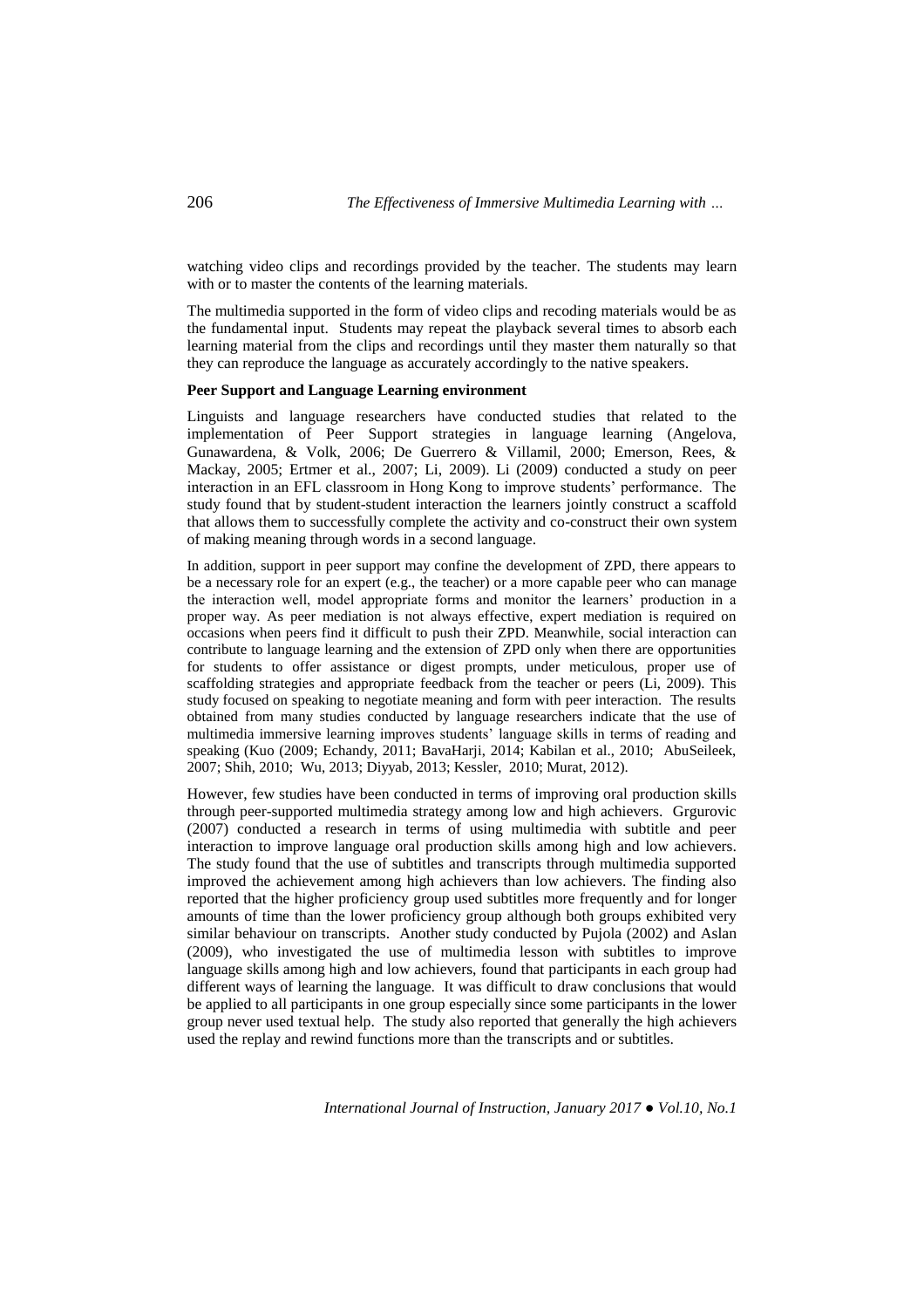watching video clips and recordings provided by the teacher. The students may learn with or to master the contents of the learning materials.

The multimedia supported in the form of video clips and recoding materials would be as the fundamental input. Students may repeat the playback several times to absorb each learning material from the clips and recordings until they master them naturally so that they can reproduce the language as accurately accordingly to the native speakers.

**Peer Support and Language Learning environment**

Linguists and language researchers have conducted studies that related to the implementation of Peer Support strategies in language learning (Angelova, Gunawardena, & Volk, 2006; De Guerrero & Villamil, 2000; Emerson, Rees, & Mackay, 2005; Ertmer et al., 2007; Li, 2009). Li (2009) conducted a study on peer interaction in an EFL classroom in Hong Kong to improve students' performance. The study found that by student-student interaction the learners jointly construct a scaffold that allows them to successfully complete the activity and co-construct their own system of making meaning through words in a second language.

In addition, support in peer support may confine the development of ZPD, there appears to be a necessary role for an expert (e.g., the teacher) or a more capable peer who can manage the interaction well, model appropriate forms and monitor the learners' production in a proper way. As peer mediation is not always effective, expert mediation is required on occasions when peers find it difficult to push their ZPD. Meanwhile, social interaction can contribute to language learning and the extension of ZPD only when there are opportunities for students to offer assistance or digest prompts, under meticulous, proper use of scaffolding strategies and appropriate feedback from the teacher or peers (Li, 2009). This study focused on speaking to negotiate meaning and form with peer interaction. The results obtained from many studies conducted by language researchers indicate that the use of multimedia immersive learning improves students' language skills in terms of reading and speaking (Kuo (2009; Echandy, 2011; BavaHarji, 2014; Kabilan et al., 2010; AbuSeileek, 2007; Shih, 2010; Wu, 2013; Diyyab, 2013; Kessler, 2010; Murat, 2012).

However, few studies have been conducted in terms of improving oral production skills through peer-supported multimedia strategy among low and high achievers. Grgurovic (2007) conducted a research in terms of using multimedia with subtitle and peer interaction to improve language oral production skills among high and low achievers. The study found that the use of subtitles and transcripts through multimedia supported improved the achievement among high achievers than low achievers. The finding also reported that the higher proficiency group used subtitles more frequently and for longer amounts of time than the lower proficiency group although both groups exhibited very similar behaviour on transcripts. Another study conducted by Pujola (2002) and Aslan (2009), who investigated the use of multimedia lesson with subtitles to improve language skills among high and low achievers, found that participants in each group had different ways of learning the language. It was difficult to draw conclusions that would be applied to all participants in one group especially since some participants in the lower group never used textual help. The study also reported that generally the high achievers used the replay and rewind functions more than the transcripts and or subtitles.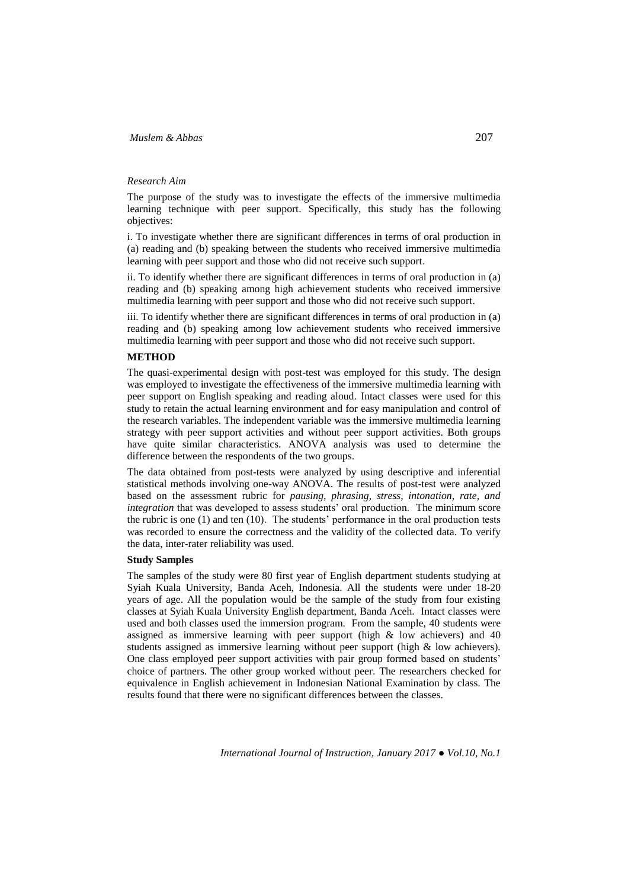*Research Aim*

The purpose of the study was to investigate the effects of the immersive multimedia learning technique with peer support. Specifically, this study has the following objectives:

i. To investigate whether there are significant differences in terms of oral production in (a) reading and (b) speaking between the students who received immersive multimedia learning with peer support and those who did not receive such support.

ii. To identify whether there are significant differences in terms of oral production in (a) reading and (b) speaking among high achievement students who received immersive multimedia learning with peer support and those who did not receive such support.

iii. To identify whether there are significant differences in terms of oral production in (a) reading and (b) speaking among low achievement students who received immersive multimedia learning with peer support and those who did not receive such support.

## METHOD

The quasi-experimental design with post-test was employed for this study. The design was employed to investigate the effectiveness of the immersive multimedia learning with peer support on English speaking and reading aloud. Intact classes were used for this study to retain the actual learning environment and for easy manipulation and control of the research variables. The independent variable was the immersive multimedia learning strategy with peer support activities and without peer support activities. Both groups have quite similar characteristics. ANOVA analysis was used to determine the difference between the respondents of the two groups.

The data obtained from post-tests were analyzed by using descriptive and inferential statistical methods involving one-way ANOVA. The results of post-test were analyzed based on the assessment rubric for *pausing, phrasing, stress, intonation, rate, and integration* that was developed to assess students' oral production. The minimum score the rubric is one (1) and ten (10). The students' performance in the oral production tests was recorded to ensure the correctness and the validity of the collected data. To verify the data, inter-rater reliability was used.

### Study Samples

The samples of the study were 80 first year of English department students studying at Syiah Kuala University, Banda Aceh, Indonesia. All the students were under 18-20 years of age. All the population would be the sample of the study from four existing classes at Syiah Kuala University English department, Banda Aceh. Intact classes were used and both classes used the immersion program. From the sample, 40 students were assigned as immersive learning with peer support (high & low achievers) and 40 students assigned as immersive learning without peer support (high & low achievers). One class employed peer support activities with pair group formed based on students' choice of partners. The other group worked without peer. The researchers checked for equivalence in English achievement in Indonesian National Examination by class. The results found that there were no significant differences between the classes.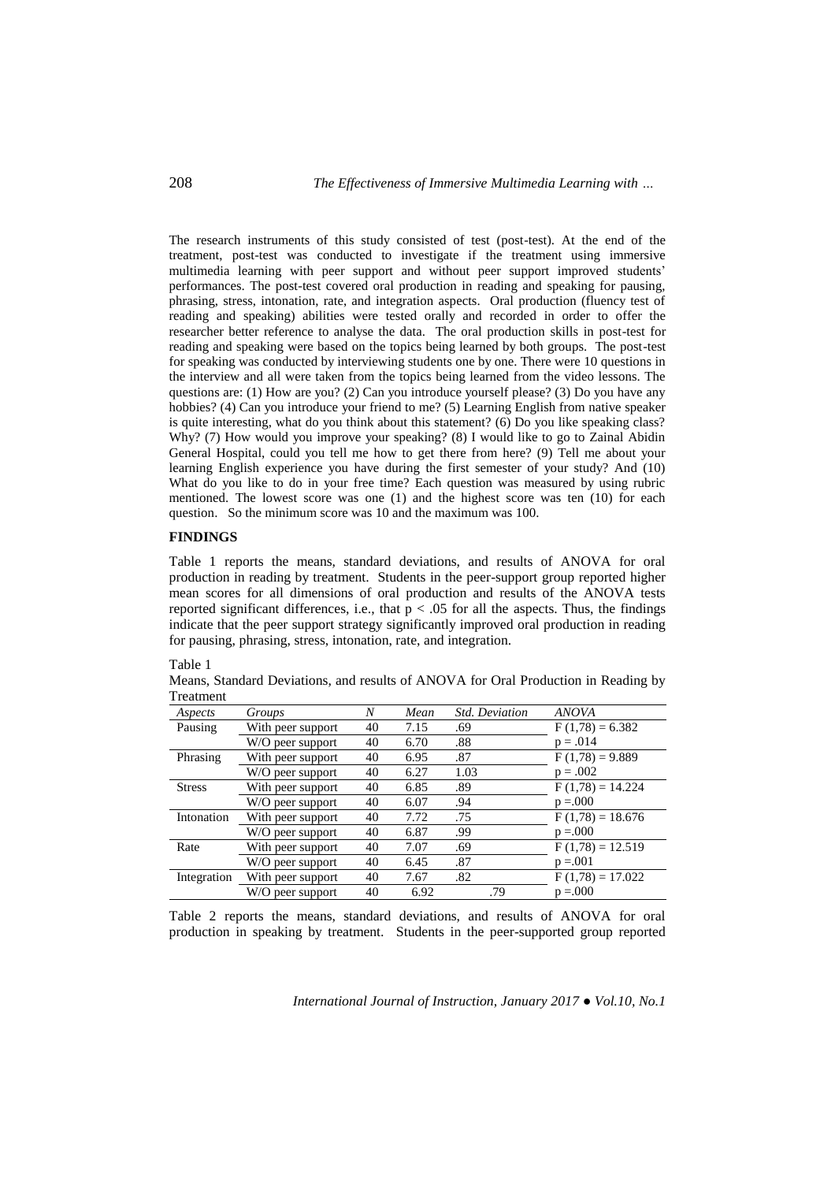The research instruments of this study consisted of test (post-test). At the end of the treatment, post-test was conducted to investigate if the treatment using immersive multimedia learning with peer support and without peer support improved students' performances. The post-test covered oral production in reading and speaking for pausing, phrasing, stress, intonation, rate, and integration aspects. Oral production (fluency test of reading and speaking) abilities were tested orally and recorded in order to offer the researcher better reference to analyse the data. The oral production skills in post-test for reading and speaking were based on the topics being learned by both groups. The post-test for speaking was conducted by interviewing students one by one. There were 10 questions in the interview and all were taken from the topics being learned from the video lessons. The questions are: (1) How are you? (2) Can you introduce yourself please? (3) Do you have any hobbies? (4) Can you introduce your friend to me? (5) Learning English from native speaker is quite interesting, what do you think about this statement? (6) Do you like speaking class? Why? (7) How would you improve your speaking? (8) I would like to go to Zainal Abidin General Hospital, could you tell me how to get there from here? (9) Tell me about your learning English experience you have during the first semester of your study? And (10) What do you like to do in your free time? Each question was measured by using rubric mentioned. The lowest score was one (1) and the highest score was ten (10) for each question. So the minimum score was 10 and the maximum was 100.

## FINDINGS

Table 1 reports the means, standard deviations, and results of ANOVA for oral production in reading by treatment. Students in the peer-support group reported higher mean scores for all dimensions of oral production and results of the ANOVA tests reported significant differences, i.e., that $p < .05$ for all the aspects. Thus, the findings indicate that the peer support strategy significantly improved oral production in reading for pausing, phrasing, stress, intonation, rate, and integration.

Table 1
Means, Standard Deviations, and results of ANOVA for Oral Production in Reading by Treatment

| *Aspects* | *Groups* | *N* | *Mean* | *Std. Deviation* | *ANOVA* |
|---|---|---|---|---|---|
| Pausing | With peer support | 40 | 7.15 | .69 | $F(1,78) = 6.382$ |
| | W/O peer support | 40 | 6.70 | .88 | $p = .014$ |
| Phrasing | With peer support | 40 | 6.95 | .87 | $F(1,78) = 9.889$ |
| | W/O peer support | 40 | 6.27 | 1.03 | $p = .002$ |
| Stress | With peer support | 40 | 6.85 | .89 | $F(1,78) = 14.224$ |
| | W/O peer support | 40 | 6.07 | .94 | $p = .000$ |
| Intonation | With peer support | 40 | 7.72 | .75 | $F(1,78) = 18.676$ |
| | W/O peer support | 40 | 6.87 | .99 | $p = .000$ |
| Rate | With peer support | 40 | 7.07 | .69 | $F(1,78) = 12.519$ |
| | W/O peer support | 40 | 6.45 | .87 | $p = .001$ |
| Integration | With peer support | 40 | 7.67 | .82 | $F(1,78) = 17.022$ |
| | W/O peer support | 40 | 6.92 | .79 | $p = .000$ |

Table 2 reports the means, standard deviations, and results of ANOVA for oral production in speaking by treatment. Students in the peer-supported group reported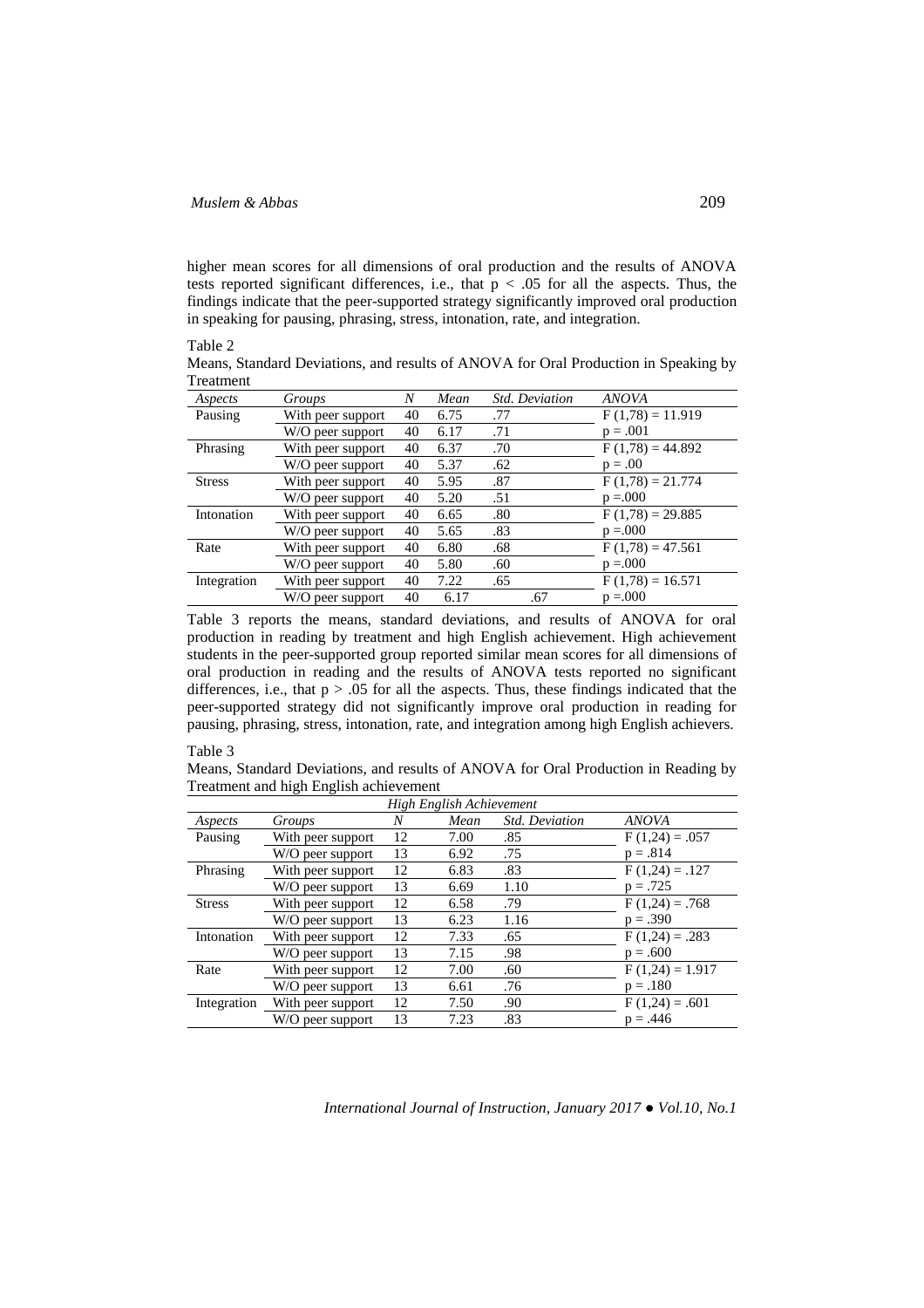higher mean scores for all dimensions of oral production and the results of ANOVA tests reported significant differences, i.e., that $p < .05$ for all the aspects. Thus, the findings indicate that the peer-supported strategy significantly improved oral production in speaking for pausing, phrasing, stress, intonation, rate, and integration.

Table 2

Means, Standard Deviations, and results of ANOVA for Oral Production in Speaking by Treatment

| *Aspects* | *Groups* | *N* | *Mean* | *Std. Deviation* | *ANOVA* |
|---|---|---|---|---|---|
| Pausing | With peer support | 40 | 6.75 | .77 | $F(1,78) = 11.919$ |
| | W/O peer support | 40 | 6.17 | .71 | $p = .001$ |
| Phrasing | With peer support | 40 | 6.37 | .70 | $F(1,78) = 44.892$ |
| | W/O peer support | 40 | 5.37 | .62 | $p = .00$ |
| Stress | With peer support | 40 | 5.95 | .87 | $F(1,78) = 21.774$ |
| | W/O peer support | 40 | 5.20 | .51 | $p = .000$ |
| Intonation | With peer support | 40 | 6.65 | .80 | $F(1,78) = 29.885$ |
| | W/O peer support | 40 | 5.65 | .83 | $p = .000$ |
| Rate | With peer support | 40 | 6.80 | .68 | $F(1,78) = 47.561$ |
| | W/O peer support | 40 | 5.80 | .60 | $p = .000$ |
| Integration | With peer support | 40 | 7.22 | .65 | $F(1,78) = 16.571$ |
| | W/O peer support | 40 | 6.17 | .67 | $p = .000$ |

Table 3 reports the means, standard deviations, and results of ANOVA for oral production in reading by treatment and high English achievement. High achievement students in the peer-supported group reported similar mean scores for all dimensions of oral production in reading and the results of ANOVA tests reported no significant differences, i.e., that $p > .05$ for all the aspects. Thus, these findings indicated that the peer-supported strategy did not significantly improve oral production in reading for pausing, phrasing, stress, intonation, rate, and integration among high English achievers.

Table 3

Means, Standard Deviations, and results of ANOVA for Oral Production in Reading by Treatment and high English achievement

| | | *High English Achievement* | | | |
|---|---|---|---|---|---|
| *Aspects* | *Groups* | *N* | *Mean* | *Std. Deviation* | *ANOVA* |
| Pausing | With peer support | 12 | 7.00 | .85 | $F(1,24) = .057$ |
| | W/O peer support | 13 | 6.92 | .75 | $p = .814$ |
| Phrasing | With peer support | 12 | 6.83 | .83 | $F(1,24) = .127$ |
| | W/O peer support | 13 | 6.69 | 1.10 | $p = .725$ |
| Stress | With peer support | 12 | 6.58 | .79 | $F(1,24) = .768$ |
| | W/O peer support | 13 | 6.23 | 1.16 | $p = .390$ |
| Intonation | With peer support | 12 | 7.33 | .65 | $F(1,24) = .283$ |
| | W/O peer support | 13 | 7.15 | .98 | $p = .600$ |
| Rate | With peer support | 12 | 7.00 | .60 | $F(1,24) = 1.917$ |
| | W/O peer support | 13 | 6.61 | .76 | $p = .180$ |
| Integration | With peer support | 12 | 7.50 | .90 | $F(1,24) = .601$ |
| | W/O peer support | 13 | 7.23 | .83 | $p = .446$ |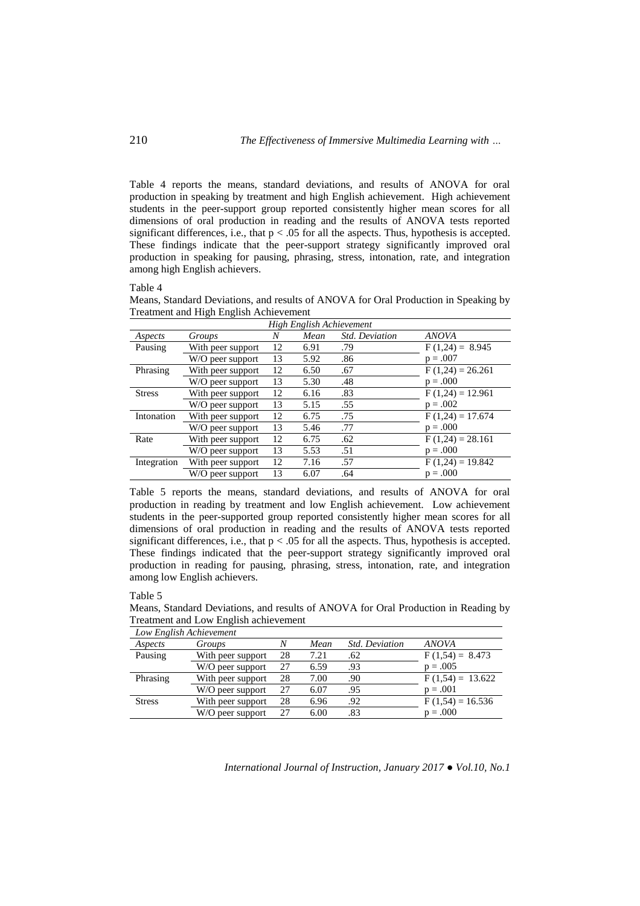Table 4 reports the means, standard deviations, and results of ANOVA for oral production in speaking by treatment and high English achievement. High achievement students in the peer-support group reported consistently higher mean scores for all dimensions of oral production in reading and the results of ANOVA tests reported significant differences, i.e., that $p < .05$ for all the aspects. Thus, hypothesis is accepted. These findings indicate that the peer-support strategy significantly improved oral production in speaking for pausing, phrasing, stress, intonation, rate, and integration among high English achievers.

Table 4

Means, Standard Deviations, and results of ANOVA for Oral Production in Speaking by Treatment and High English Achievement

| *High English Achievement* | | | | | |
|---|---|---|---|---|---|
| *Aspects* | *Groups* | *N* | *Mean* | *Std. Deviation* | *ANOVA* |
| Pausing | With peer support | 12 | 6.91 | .79 | $F(1,24) = 8.945$ |
| | W/O peer support | 13 | 5.92 | .86 | $p = .007$ |
| Phrasing | With peer support | 12 | 6.50 | .67 | $F(1,24) = 26.261$ |
| | W/O peer support | 13 | 5.30 | .48 | $p = .000$ |
| Stress | With peer support | 12 | 6.16 | .83 | $F(1,24) = 12.961$ |
| | W/O peer support | 13 | 5.15 | .55 | $p = .002$ |
| Intonation | With peer support | 12 | 6.75 | .75 | $F(1,24) = 17.674$ |
| | W/O peer support | 13 | 5.46 | .77 | $p = .000$ |
| Rate | With peer support | 12 | 6.75 | .62 | $F(1,24) = 28.161$ |
| | W/O peer support | 13 | 5.53 | .51 | $p = .000$ |
| Integration | With peer support | 12 | 7.16 | .57 | $F(1,24) = 19.842$ |
| | W/O peer support | 13 | 6.07 | .64 | $p = .000$ |

Table 5 reports the means, standard deviations, and results of ANOVA for oral production in reading by treatment and low English achievement. Low achievement students in the peer-supported group reported consistently higher mean scores for all dimensions of oral production in reading and the results of ANOVA tests reported significant differences, i.e., that $p < .05$ for all the aspects. Thus, hypothesis is accepted. These findings indicated that the peer-support strategy significantly improved oral production in reading for pausing, phrasing, stress, intonation, rate, and integration among low English achievers.

Table 5

Means, Standard Deviations, and results of ANOVA for Oral Production in Reading by Treatment and Low English achievement

| *Low English Achievement* | | | | | |
|---|---|---|---|---|---|
| *Aspects* | *Groups* | *N* | *Mean* | *Std. Deviation* | *ANOVA* |
| Pausing | With peer support | 28 | 7.21 | .62 | $F(1,54) = 8.473$ |
| | W/O peer support | 27 | 6.59 | .93 | $p = .005$ |
| Phrasing | With peer support | 28 | 7.00 | .90 | $F(1,54) = 13.622$ |
| | W/O peer support | 27 | 6.07 | .95 | $p = .001$ |
| Stress | With peer support | 28 | 6.96 | .92 | $F(1,54) = 16.536$ |
| | W/O peer support | 27 | 6.00 | .83 | $p = .000$ |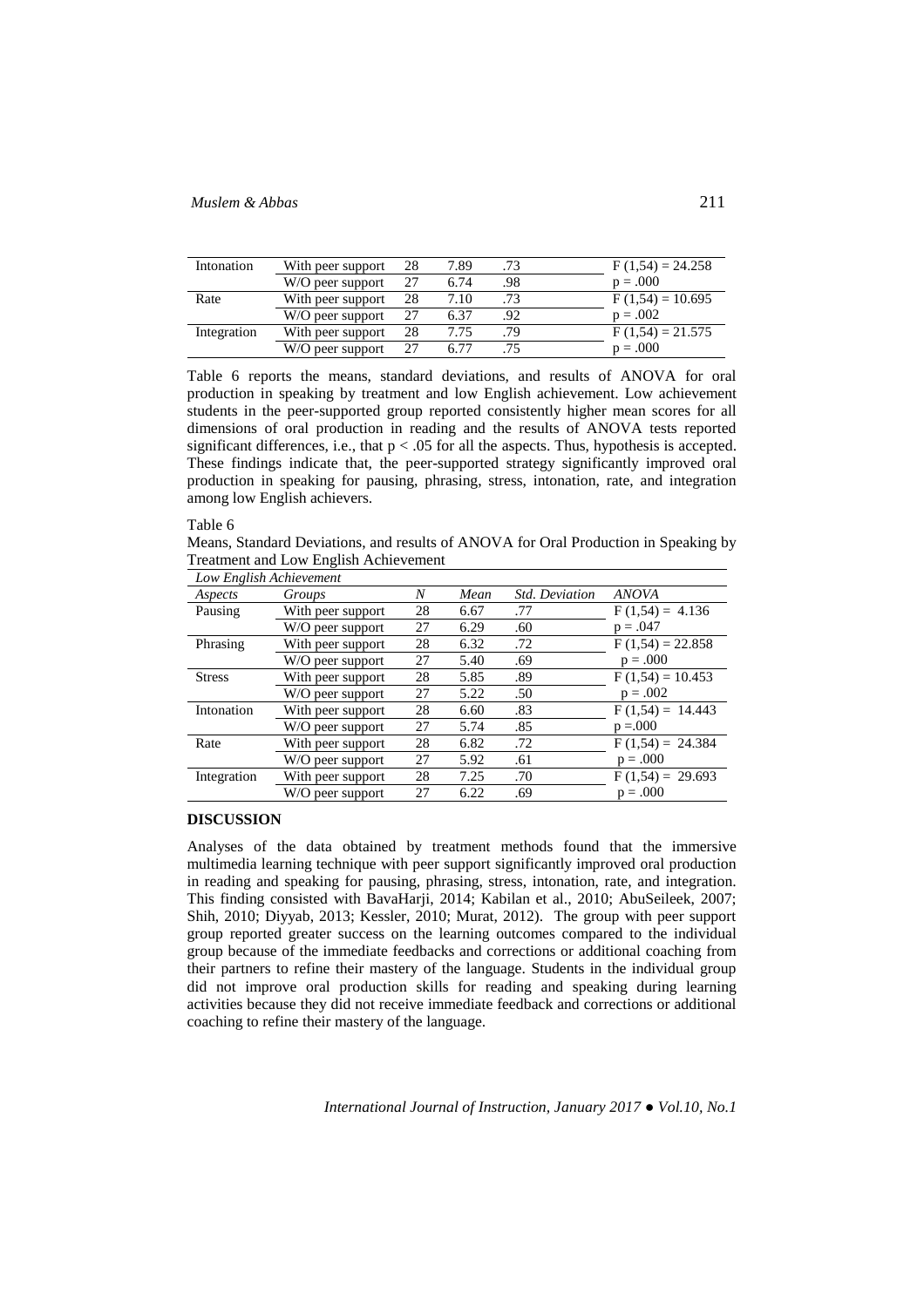| Intonation | With peer support | 28 | 7.89 | .73 | F (1,54) = 24.258 |
|---|---|---|---|---|---|
| | W/O peer support | 27 | 6.74 | .98 | p = .000 |
| Rate | With peer support | 28 | 7.10 | .73 | F (1,54) = 10.695 |
| | W/O peer support | 27 | 6.37 | .92 | p = .002 |
| Integration | With peer support | 28 | 7.75 | .79 | F (1,54) = 21.575 |
| | W/O peer support | 27 | 6.77 | .75 | p = .000 |

Table 6 reports the means, standard deviations, and results of ANOVA for oral production in speaking by treatment and low English achievement. Low achievement students in the peer-supported group reported consistently higher mean scores for all dimensions of oral production in reading and the results of ANOVA tests reported significant differences, i.e., that $p < .05$ for all the aspects. Thus, hypothesis is accepted. These findings indicate that, the peer-supported strategy significantly improved oral production in speaking for pausing, phrasing, stress, intonation, rate, and integration among low English achievers.

Table 6

Means, Standard Deviations, and results of ANOVA for Oral Production in Speaking by Treatment and Low English Achievement

| *Low English Achievement* | | | | | |
|---|---|---|---|---|---|
| *Aspects* | *Groups* | *N* | *Mean* | *Std. Deviation* | *ANOVA* |
| Pausing | With peer support | 28 | 6.67 | .77 | F (1,54) = 4.136 |
| | W/O peer support | 27 | 6.29 | .60 | p = .047 |
| Phrasing | With peer support | 28 | 6.32 | .72 | F (1,54) = 22.858 |
| | W/O peer support | 27 | 5.40 | .69 | p = .000 |
| Stress | With peer support | 28 | 5.85 | .89 | F (1,54) = 10.453 |
| | W/O peer support | 27 | 5.22 | .50 | p = .002 |
| Intonation | With peer support | 28 | 6.60 | .83 | F (1,54) = 14.443 |
| | W/O peer support | 27 | 5.74 | .85 | p =.000 |
| Rate | With peer support | 28 | 6.82 | .72 | F (1,54) = 24.384 |
| | W/O peer support | 27 | 5.92 | .61 | p = .000 |
| Integration | With peer support | 28 | 7.25 | .70 | F (1,54) = 29.693 |
| | W/O peer support | 27 | 6.22 | .69 | p = .000 |

## DISCUSSION

Analyses of the data obtained by treatment methods found that the immersive multimedia learning technique with peer support significantly improved oral production in reading and speaking for pausing, phrasing, stress, intonation, rate, and integration. This finding consisted with BavaHarji, 2014; Kabilan et al., 2010; AbuSeileek, 2007; Shih, 2010; Diyyab, 2013; Kessler, 2010; Murat, 2012). The group with peer support group reported greater success on the learning outcomes compared to the individual group because of the immediate feedbacks and corrections or additional coaching from their partners to refine their mastery of the language. Students in the individual group did not improve oral production skills for reading and speaking during learning activities because they did not receive immediate feedback and corrections or additional coaching to refine their mastery of the language.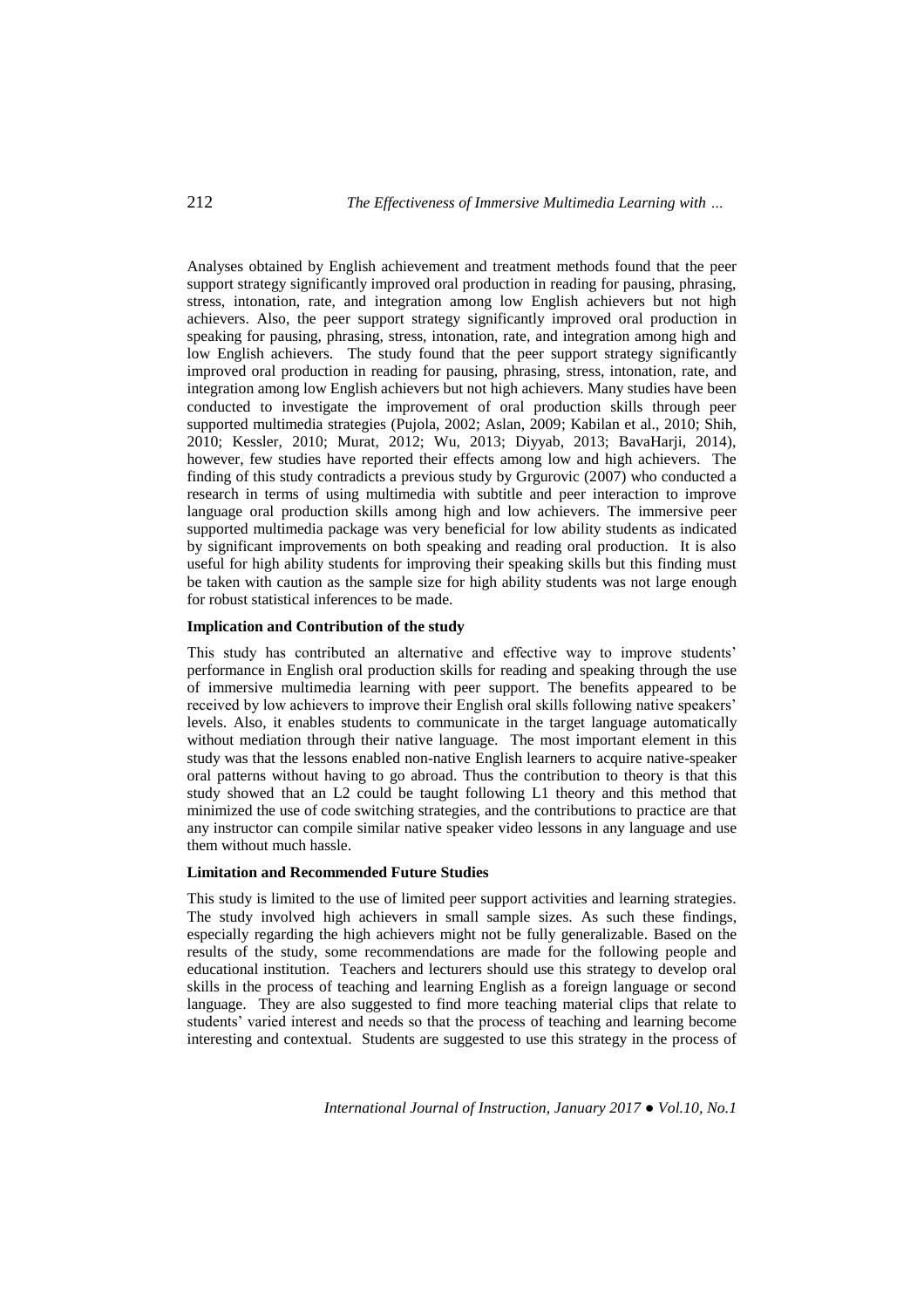Analyses obtained by English achievement and treatment methods found that the peer support strategy significantly improved oral production in reading for pausing, phrasing, stress, intonation, rate, and integration among low English achievers but not high achievers. Also, the peer support strategy significantly improved oral production in speaking for pausing, phrasing, stress, intonation, rate, and integration among high and low English achievers. The study found that the peer support strategy significantly improved oral production in reading for pausing, phrasing, stress, intonation, rate, and integration among low English achievers but not high achievers. Many studies have been conducted to investigate the improvement of oral production skills through peer supported multimedia strategies (Pujola, 2002; Aslan, 2009; Kabilan et al., 2010; Shih, 2010; Kessler, 2010; Murat, 2012; Wu, 2013; Diyyab, 2013; BavaHarji, 2014), however, few studies have reported their effects among low and high achievers. The finding of this study contradicts a previous study by Grgurovic (2007) who conducted a research in terms of using multimedia with subtitle and peer interaction to improve language oral production skills among high and low achievers. The immersive peer supported multimedia package was very beneficial for low ability students as indicated by significant improvements on both speaking and reading oral production. It is also useful for high ability students for improving their speaking skills but this finding must be taken with caution as the sample size for high ability students was not large enough for robust statistical inferences to be made.

**Implication and Contribution of the study**

This study has contributed an alternative and effective way to improve students' performance in English oral production skills for reading and speaking through the use of immersive multimedia learning with peer support. The benefits appeared to be received by low achievers to improve their English oral skills following native speakers' levels. Also, it enables students to communicate in the target language automatically without mediation through their native language. The most important element in this study was that the lessons enabled non-native English learners to acquire native-speaker oral patterns without having to go abroad. Thus the contribution to theory is that this study showed that an L2 could be taught following L1 theory and this method that minimized the use of code switching strategies, and the contributions to practice are that any instructor can compile similar native speaker video lessons in any language and use them without much hassle.

**Limitation and Recommended Future Studies**

This study is limited to the use of limited peer support activities and learning strategies. The study involved high achievers in small sample sizes. As such these findings, especially regarding the high achievers might not be fully generalizable. Based on the results of the study, some recommendations are made for the following people and educational institution. Teachers and lecturers should use this strategy to develop oral skills in the process of teaching and learning English as a foreign language or second language. They are also suggested to find more teaching material clips that relate to students' varied interest and needs so that the process of teaching and learning become interesting and contextual. Students are suggested to use this strategy in the process of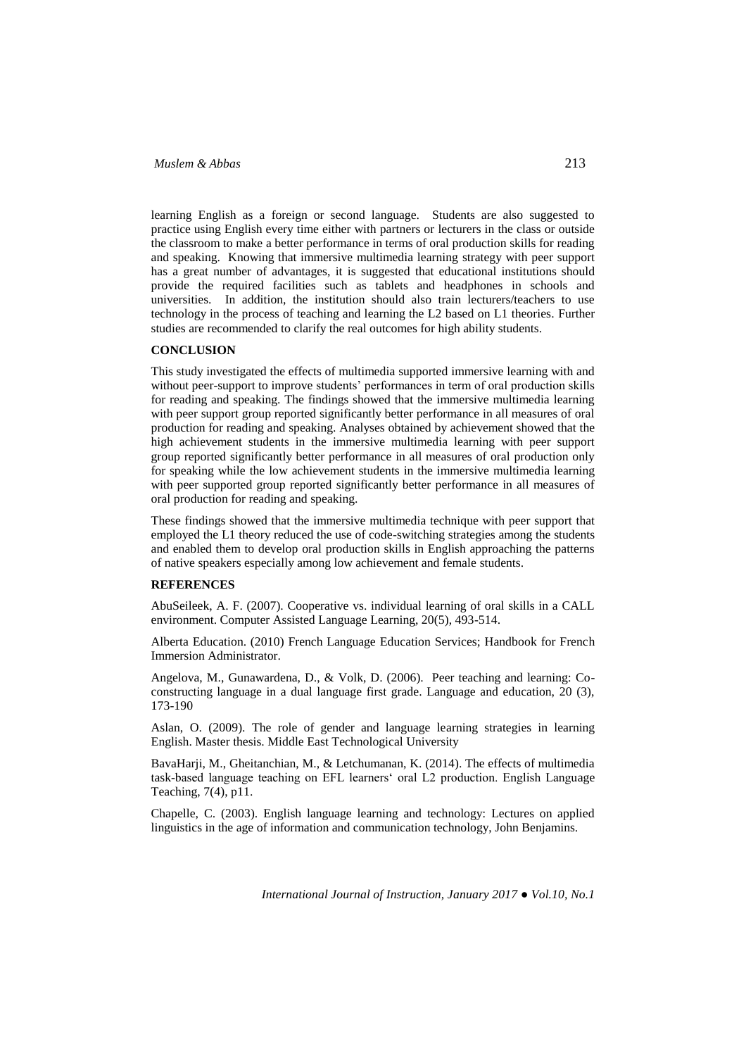learning English as a foreign or second language. Students are also suggested to practice using English every time either with partners or lecturers in the class or outside the classroom to make a better performance in terms of oral production skills for reading and speaking. Knowing that immersive multimedia learning strategy with peer support has a great number of advantages, it is suggested that educational institutions should provide the required facilities such as tablets and headphones in schools and universities. In addition, the institution should also train lecturers/teachers to use technology in the process of teaching and learning the L2 based on L1 theories. Further studies are recommended to clarify the real outcomes for high ability students.

## CONCLUSION

This study investigated the effects of multimedia supported immersive learning with and without peer-support to improve students' performances in term of oral production skills for reading and speaking. The findings showed that the immersive multimedia learning with peer support group reported significantly better performance in all measures of oral production for reading and speaking. Analyses obtained by achievement showed that the high achievement students in the immersive multimedia learning with peer support group reported significantly better performance in all measures of oral production only for speaking while the low achievement students in the immersive multimedia learning with peer supported group reported significantly better performance in all measures of oral production for reading and speaking.

These findings showed that the immersive multimedia technique with peer support that employed the L1 theory reduced the use of code-switching strategies among the students and enabled them to develop oral production skills in English approaching the patterns of native speakers especially among low achievement and female students.

## REFERENCES

AbuSeileek, A. F. (2007). Cooperative vs. individual learning of oral skills in a CALL environment. Computer Assisted Language Learning, 20(5), 493-514.

Alberta Education. (2010) French Language Education Services; Handbook for French Immersion Administrator.

Angelova, M., Gunawardena, D., & Volk, D. (2006). Peer teaching and learning: Co-constructing language in a dual language first grade. Language and education, 20 (3), 173-190

Aslan, O. (2009). The role of gender and language learning strategies in learning English. Master thesis. Middle East Technological University

BavaHarji, M., Gheitanchian, M., & Letchumanan, K. (2014). The effects of multimedia task-based language teaching on EFL learners' oral L2 production. English Language Teaching, 7(4), p11.

Chapelle, C. (2003). English language learning and technology: Lectures on applied linguistics in the age of information and communication technology, John Benjamins.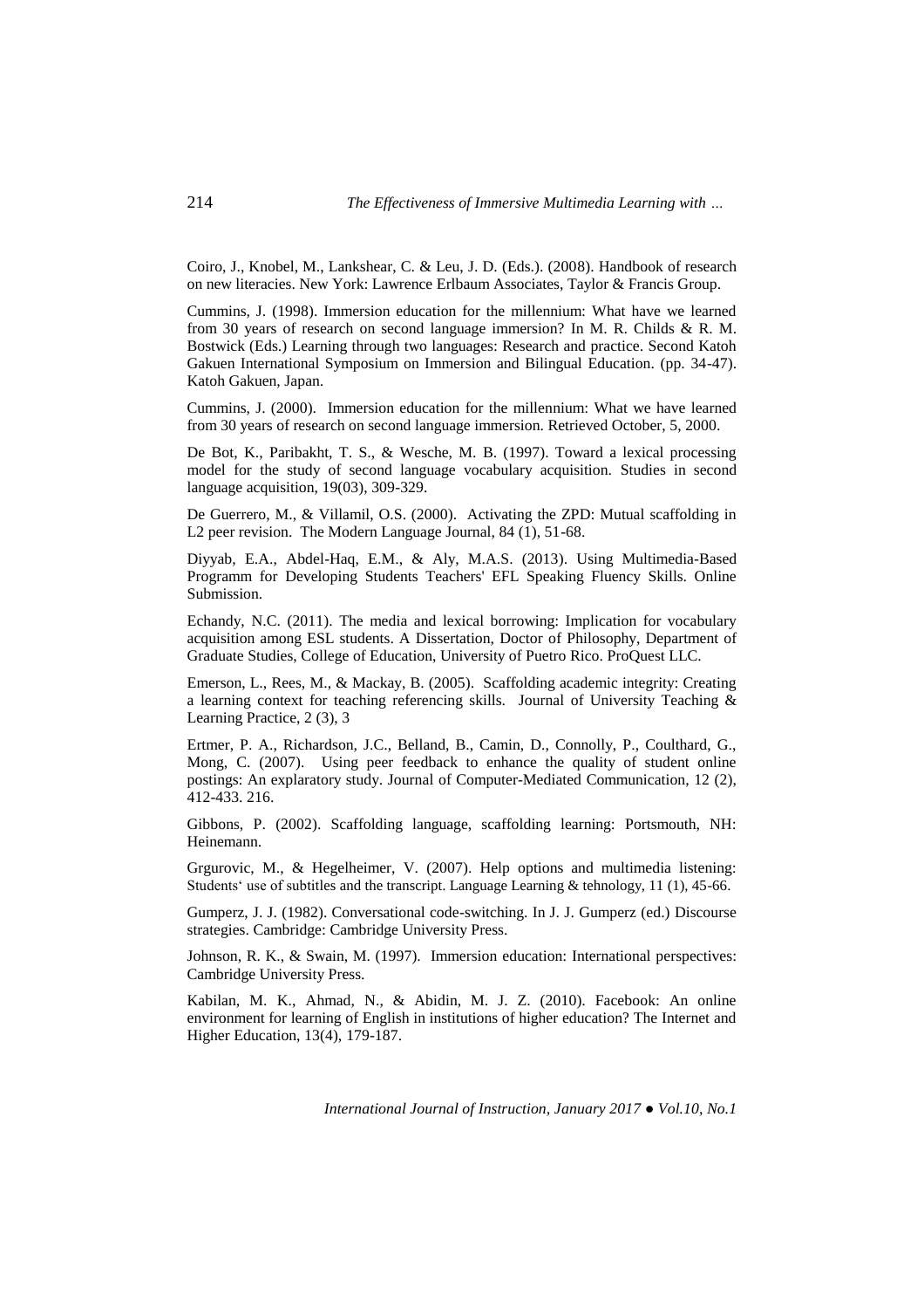Coiro, J., Knobel, M., Lankshear, C. & Leu, J. D. (Eds.). (2008). Handbook of research on new literacies. New York: Lawrence Erlbaum Associates, Taylor & Francis Group.

Cummins, J. (1998). Immersion education for the millennium: What have we learned from 30 years of research on second language immersion? In M. R. Childs & R. M. Bostwick (Eds.) Learning through two languages: Research and practice. Second Katoh Gakuen International Symposium on Immersion and Bilingual Education. (pp. 34-47). Katoh Gakuen, Japan.

Cummins, J. (2000). Immersion education for the millennium: What we have learned from 30 years of research on second language immersion. Retrieved October, 5, 2000.

De Bot, K., Paribakht, T. S., & Wesche, M. B. (1997). Toward a lexical processing model for the study of second language vocabulary acquisition. Studies in second language acquisition, 19(03), 309-329.

De Guerrero, M., & Villamil, O.S. (2000). Activating the ZPD: Mutual scaffolding in L2 peer revision. The Modern Language Journal, 84 (1), 51-68.

Diyyab, E.A., Abdel-Haq, E.M., & Aly, M.A.S. (2013). Using Multimedia-Based Programm for Developing Students Teachers' EFL Speaking Fluency Skills. Online Submission.

Echandy, N.C. (2011). The media and lexical borrowing: Implication for vocabulary acquisition among ESL students. A Dissertation, Doctor of Philosophy, Department of Graduate Studies, College of Education, University of Puetro Rico. ProQuest LLC.

Emerson, L., Rees, M., & Mackay, B. (2005). Scaffolding academic integrity: Creating a learning context for teaching referencing skills. Journal of University Teaching & Learning Practice, 2 (3), 3

Ertmer, P. A., Richardson, J.C., Belland, B., Camin, D., Connolly, P., Coulthard, G., Mong, C. (2007). Using peer feedback to enhance the quality of student online postings: An explaratory study. Journal of Computer-Mediated Communication, 12 (2), 412-433. 216.

Gibbons, P. (2002). Scaffolding language, scaffolding learning: Portsmouth, NH: Heinemann.

Grgurovic, M., & Hegelheimer, V. (2007). Help options and multimedia listening: Students' use of subtitles and the transcript. Language Learning & tehnology, 11 (1), 45-66.

Gumperz, J. J. (1982). Conversational code-switching. In J. J. Gumperz (ed.) Discourse strategies. Cambridge: Cambridge University Press.

Johnson, R. K., & Swain, M. (1997). Immersion education: International perspectives: Cambridge University Press.

Kabilan, M. K., Ahmad, N., & Abidin, M. J. Z. (2010). Facebook: An online environment for learning of English in institutions of higher education? The Internet and Higher Education, 13(4), 179-187.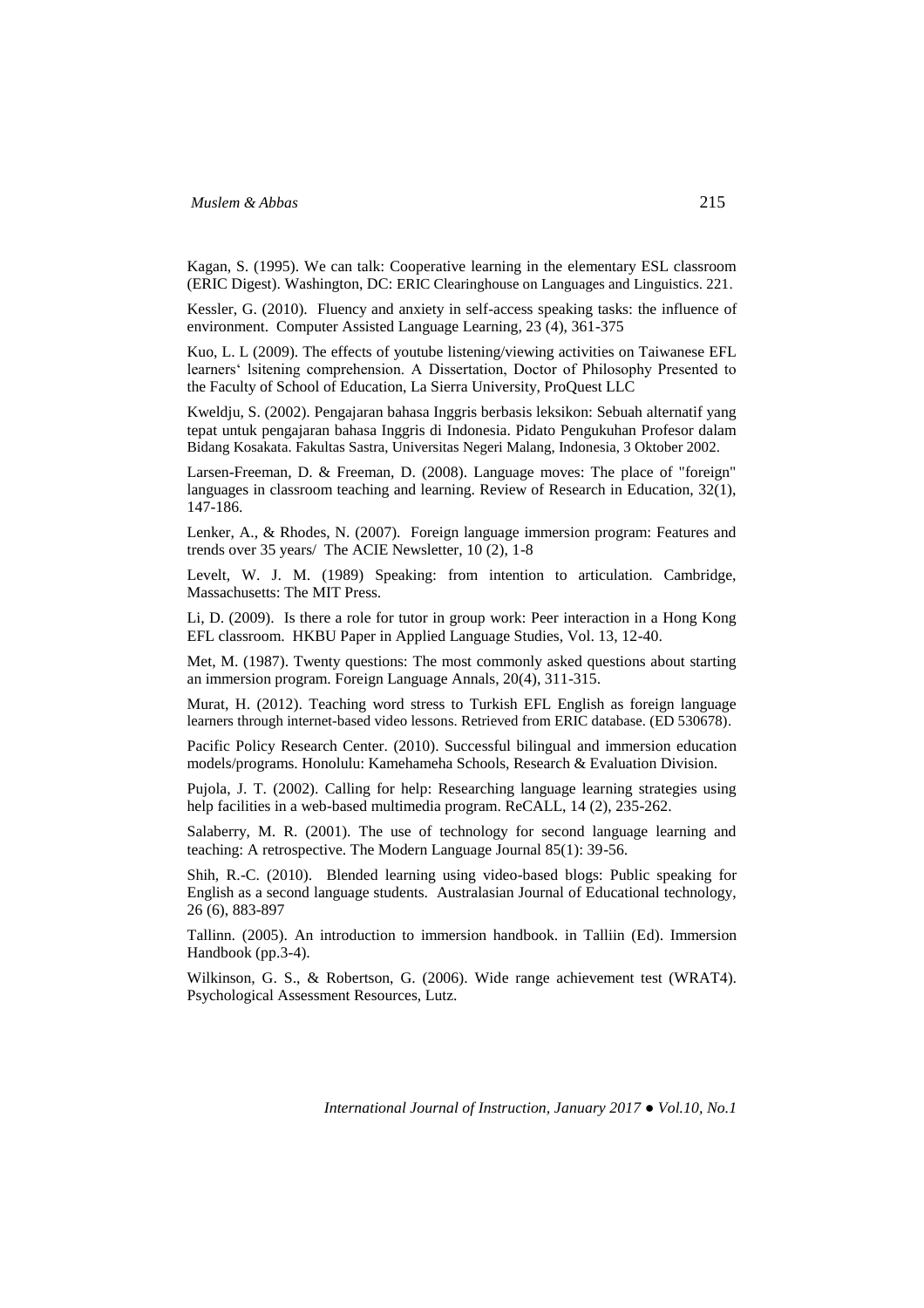Kagan, S. (1995). We can talk: Cooperative learning in the elementary ESL classroom (ERIC Digest). Washington, DC: ERIC Clearinghouse on Languages and Linguistics. 221.

Kessler, G. (2010). Fluency and anxiety in self-access speaking tasks: the influence of environment. Computer Assisted Language Learning, 23 (4), 361-375

Kuo, L. L (2009). The effects of youtube listening/viewing activities on Taiwanese EFL learners‘ lsitening comprehension. A Dissertation, Doctor of Philosophy Presented to the Faculty of School of Education, La Sierra University, ProQuest LLC

Kweldju, S. (2002). Pengajaran bahasa Inggris berbasis leksikon: Sebuah alternatif yang tepat untuk pengajaran bahasa Inggris di Indonesia. Pidato Pengukuhan Profesor dalam Bidang Kosakata. Fakultas Sastra, Universitas Negeri Malang, Indonesia, 3 Oktober 2002.

Larsen-Freeman, D. & Freeman, D. (2008). Language moves: The place of "foreign" languages in classroom teaching and learning. Review of Research in Education, 32(1), 147-186.

Lenker, A., & Rhodes, N. (2007). Foreign language immersion program: Features and trends over 35 years/ The ACIE Newsletter, 10 (2), 1-8

Levelt, W. J. M. (1989) Speaking: from intention to articulation. Cambridge, Massachusetts: The MIT Press.

Li, D. (2009). Is there a role for tutor in group work: Peer interaction in a Hong Kong EFL classroom. HKBU Paper in Applied Language Studies, Vol. 13, 12-40.

Met, M. (1987). Twenty questions: The most commonly asked questions about starting an immersion program. Foreign Language Annals, 20(4), 311-315.

Murat, H. (2012). Teaching word stress to Turkish EFL English as foreign language learners through internet-based video lessons. Retrieved from ERIC database. (ED 530678).

Pacific Policy Research Center. (2010). Successful bilingual and immersion education models/programs. Honolulu: Kamehameha Schools, Research & Evaluation Division.

Pujola, J. T. (2002). Calling for help: Researching language learning strategies using help facilities in a web-based multimedia program. ReCALL, 14 (2), 235-262.

Salaberry, M. R. (2001). The use of technology for second language learning and teaching: A retrospective. The Modern Language Journal 85(1): 39-56.

Shih, R.-C. (2010). Blended learning using video-based blogs: Public speaking for English as a second language students. Australasian Journal of Educational technology, 26 (6), 883-897

Tallinn. (2005). An introduction to immersion handbook. in Talliin (Ed). Immersion Handbook (pp.3-4).

Wilkinson, G. S., & Robertson, G. (2006). Wide range achievement test (WRAT4). Psychological Assessment Resources, Lutz.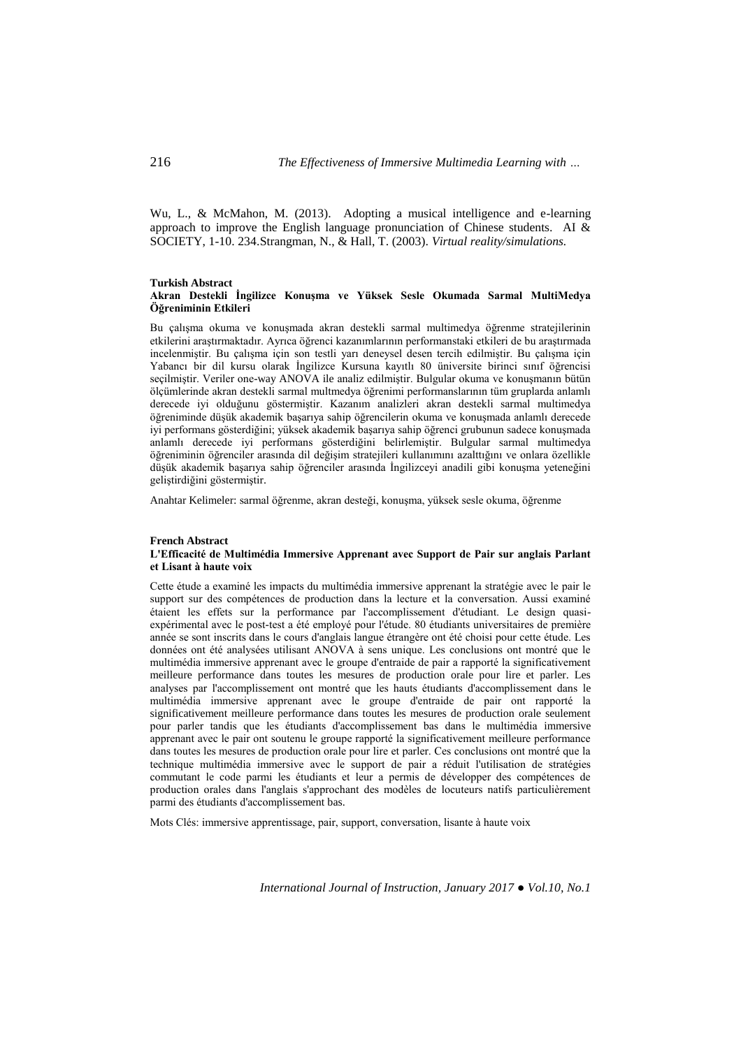Wu, L., & McMahon, M. (2013). Adopting a musical intelligence and e-learning approach to improve the English language pronunciation of Chinese students. AI & SOCIETY, 1-10. 234.Strangman, N., & Hall, T. (2003). *Virtual reality/simulations.*

**Turkish Abstract**

**Akran Destekli İngilizce Konuşma ve Yüksek Sesle Okumada Sarmal MultiMedya Öğreniminin Etkileri**

Bu çalışma okuma ve konuşmada akran destekli sarmal multimedya öğrenme stratejilerinin etkilerini araştırmaktadır. Ayrıca öğrenci kazanımlarının performanstaki etkileri de bu araştırmada incelenmiştir. Bu çalışma için son testli yarı deneysel desen tercih edilmiştir. Bu çalışma için Yabancı bir dil kursu olarak İngilizce Kursuna kayıtlı 80 üniversite birinci sınıf öğrencisi seçilmiştir. Veriler one-way ANOVA ile analiz edilmiştir. Bulgular okuma ve konuşmanın bütün ölçümlerinde akran destekli sarmal multmedya öğrenimi performanslarının tüm gruplarda anlamlı derecede iyi olduğunu göstermiştir. Kazanım analizleri akran destekli sarmal multimedya öğreniminde düşük akademik başarıya sahip öğrencilerin okuma ve konuşmada anlamlı derecede iyi performans gösterdiğini; yüksek akademik başarıya sahip öğrenci grubunun sadece konuşmada anlamlı derecede iyi performans gösterdiğini belirlemiştir. Bulgular sarmal multimedya öğreniminin öğrenciler arasında dil değişim stratejileri kullanımını azalttığını ve onlara özellikle düşük akademik başarıya sahip öğrenciler arasında İngilizceyi anadili gibi konuşma yeteneğini geliştirdiğini göstermiştir.

Anahtar Kelimeler: sarmal öğrenme, akran desteği, konuşma, yüksek sesle okuma, öğrenme

**French Abstract**

**L'Efficacité de Multimédia Immersive Apprenant avec Support de Pair sur anglais Parlant et Lisant à haute voix**

Cette étude a examiné les impacts du multimédia immersive apprenant la stratégie avec le pair le support sur des compétences de production dans la lecture et la conversation. Aussi examiné étaient les effets sur la performance par l'accomplissement d'étudiant. Le design quasi-expérimental avec le post-test a été employé pour l'étude. 80 étudiants universitaires de première année se sont inscrits dans le cours d'anglais langue étrangère ont été choisi pour cette étude. Les données ont été analysées utilisant ANOVA à sens unique. Les conclusions ont montré que le multimédia immersive apprenant avec le groupe d'entraide de pair a rapporté la significativement meilleure performance dans toutes les mesures de production orale pour lire et parler. Les analyses par l'accomplissement ont montré que les hauts étudiants d'accomplissement dans le multimédia immersive apprenant avec le groupe d'entraide de pair ont rapporté la significativement meilleure performance dans toutes les mesures de production orale seulement pour parler tandis que les étudiants d'accomplissement bas dans le multimédia immersive apprenant avec le pair ont soutenu le groupe rapporté la significativement meilleure performance dans toutes les mesures de production orale pour lire et parler. Ces conclusions ont montré que la technique multimédia immersive avec le support de pair a réduit l'utilisation de stratégies commutant le code parmi les étudiants et leur a permis de développer des compétences de production orales dans l'anglais s'approchant des modèles de locuteurs natifs particulièrement parmi des étudiants d'accomplissement bas.

Mots Clés: immersive apprentissage, pair, support, conversation, lisante à haute voix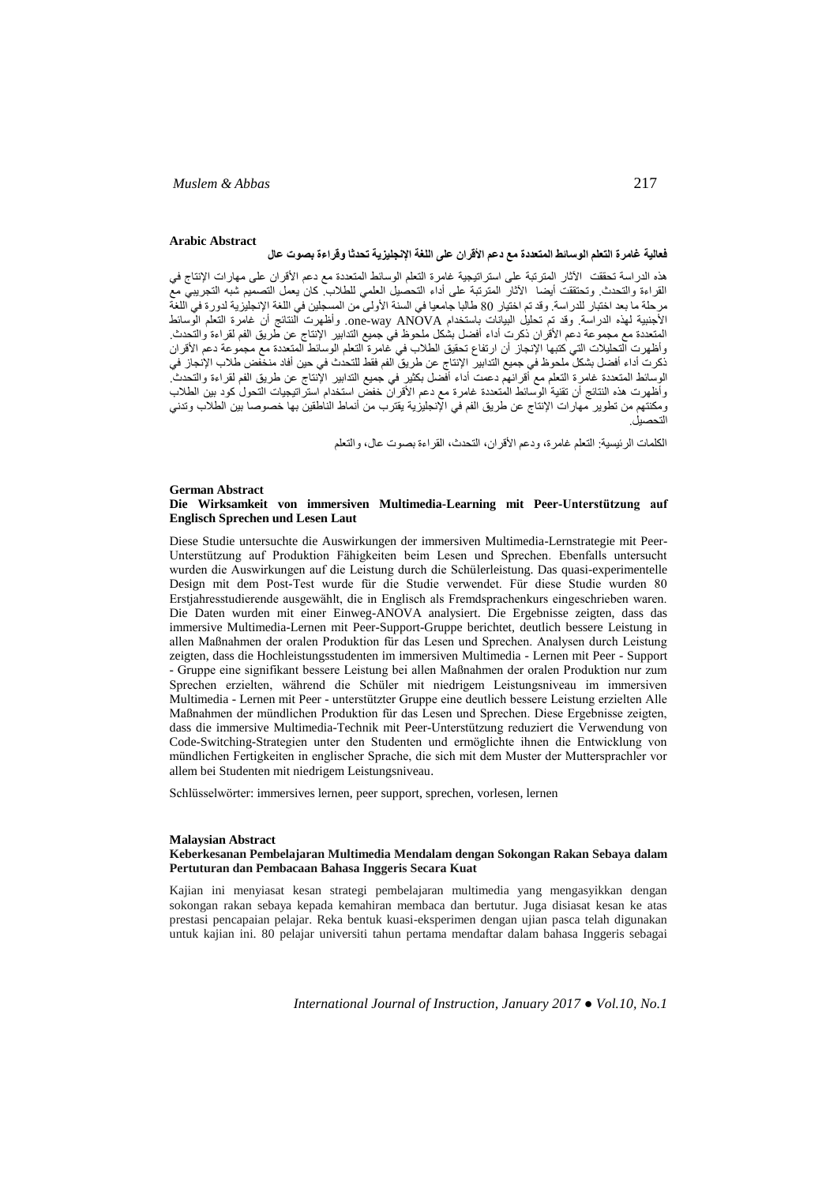**Arabic Abstract**

**فعالية غامرة التعلم الوسائط المتعددة مع دعم الأقران على اللغة الإنجليزية تحدثا وقراءة بصوت عال**

هذه الدراسة تحققت الآثار المترتبة على استراتيجية غامرة التعلم الوسائط المتعددة مع دعم الأقران على مهارات الإنتاج في القراءة والتحدث. وتحققت أيضا الآثار المترتبة على أداء التحصيل العلمي للطلاب. كان يعمل التصميم شبه التجريبي مع مرحلة ما بعد اختبار للدراسة. وقد تم اختيار 80 طالبا جامعيا في السنة الأولى من المسجلين في اللغة الإنجليزية لدورة في اللغة الأجنبية لهذه الدراسة. وقد تم تحليل البيانات باستخدام one-way ANOVA. وأظهرت النتائج أن غامرة التعلم الوسائط المتعددة مع مجموعة دعم الأقران ذكرت أداء أفضل بشكل ملحوظ في جميع التدابير الإنتاج عن طريق الفم لقراءة والتحدث. وأظهرت التحليلات التي كتبها الإنجاز أن ارتفاع تحقيق الطلاب في غامرة التعلم الوسائط المتعددة مع مجموعة دعم الأقران ذكرت أداء أفضل بشكل ملحوظ في جميع التدابير الإنتاج عن طريق الفم فقط للتحدث في حين أفاد منخفض طلاب الإنجاز في الوسائط المتعددة غامرة التعلم مع أقرانهم دعمت أداء أفضل بكثير في جميع التدابير الإنتاج عن طريق الفم لقراءة والتحدث. وأظهرت هذه النتائج أن تقنية الوسائط المتعددة غامرة مع دعم الأقران خفض استخدام استراتيجيات التحول كود بين الطلاب ومكنتهم من تطوير مهارات الإنتاج عن طريق الفم في الإنجليزية يقترب من أنماط الناطقين بها خصوصا بين الطلاب وتدني التحصيل.

الكلمات الرئيسية: التعلم غامرة، ودعم الأقران، التحدث، القراءة بصوت عال، والتعلم

**German Abstract**

**Die Wirksamkeit von immersiven Multimedia-Learning mit Peer-Unterstützung auf Englisch Sprechen und Lesen Laut**

Diese Studie untersuchte die Auswirkungen der immersiven Multimedia-Lernstrategie mit Peer-Unterstützung auf Produktion Fähigkeiten beim Lesen und Sprechen. Ebenfalls untersucht wurden die Auswirkungen auf die Leistung durch die Schülerleistung. Das quasi-experimentelle Design mit dem Post-Test wurde für die Studie verwendet. Für diese Studie wurden 80 Erstjahresstudierende ausgewählt, die in Englisch als Fremdsprachenkurs eingeschrieben waren. Die Daten wurden mit einer Einweg-ANOVA analysiert. Die Ergebnisse zeigten, dass das immersive Multimedia-Lernen mit Peer-Support-Gruppe berichtet, deutlich bessere Leistung in allen Maßnahmen der oralen Produktion für das Lesen und Sprechen. Analysen durch Leistung zeigten, dass die Hochleistungsstudenten im immersiven Multimedia - Lernen mit Peer - Support - Gruppe eine signifikant bessere Leistung bei allen Maßnahmen der oralen Produktion nur zum Sprechen erzielten, während die Schüler mit niedrigem Leistungsniveau im immersiven Multimedia - Lernen mit Peer - unterstützter Gruppe eine deutlich bessere Leistung erzielten Alle Maßnahmen der mündlichen Produktion für das Lesen und Sprechen. Diese Ergebnisse zeigten, dass die immersive Multimedia-Technik mit Peer-Unterstützung reduziert die Verwendung von Code-Switching-Strategien unter den Studenten und ermöglichte ihnen die Entwicklung von mündlichen Fertigkeiten in englischer Sprache, die sich mit dem Muster der Muttersprachler vor allem bei Studenten mit niedrigem Leistungsniveau.

Schlüsselwörter: immersives lernen, peer support, sprechen, vorlesen, lernen

**Malaysian Abstract**

**Keberkesanan Pembelajaran Multimedia Mendalam dengan Sokongan Rakan Sebaya dalam Pertuturan dan Pembacaan Bahasa Inggeris Secara Kuat**

Kajian ini menyiasat kesan strategi pembelajaran multimedia yang mengasyikkan dengan sokongan rakan sebaya kepada kemahiran membaca dan bertutur. Juga disiasat kesan ke atas prestasi pencapaian pelajar. Reka bentuk kuasi-eksperimen dengan ujian pasca telah digunakan untuk kajian ini. 80 pelajar universiti tahun pertama mendaftar dalam bahasa Inggeris sebagai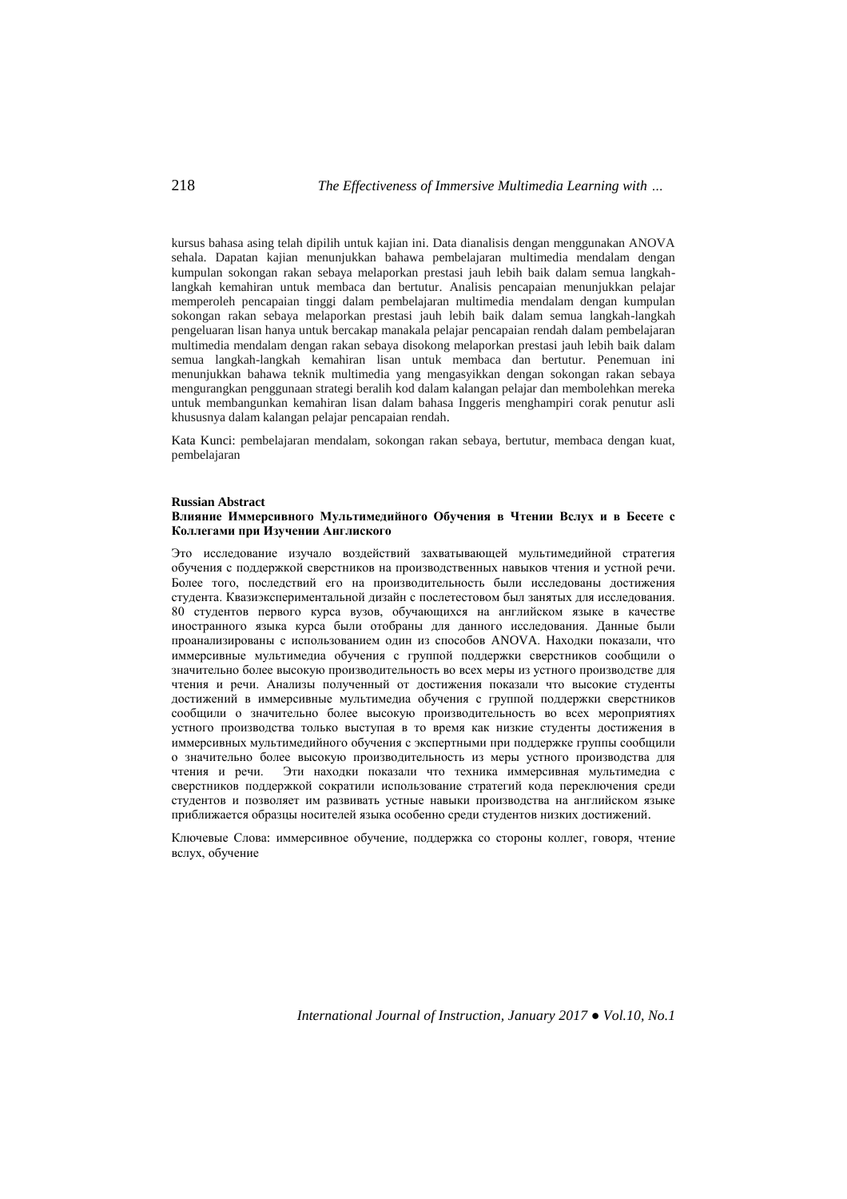kursus bahasa asing telah dipilih untuk kajian ini. Data dianalisis dengan menggunakan ANOVA sehala. Dapatan kajian menunjukkan bahawa pembelajaran multimedia mendalam dengan kumpulan sokongan rakan sebaya melaporkan prestasi jauh lebih baik dalam semua langkah-langkah kemahiran untuk membaca dan bertutur. Analisis pencapaian menunjukkan pelajar memperoleh pencapaian tinggi dalam pembelajaran multimedia mendalam dengan kumpulan sokongan rakan sebaya melaporkan prestasi jauh lebih baik dalam semua langkah-langkah pengeluaran lisan hanya untuk bercakap manakala pelajar pencapaian rendah dalam pembelajaran multimedia mendalam dengan rakan sebaya disokong melaporkan prestasi jauh lebih baik dalam semua langkah-langkah kemahiran lisan untuk membaca dan bertutur. Penemuan ini menunjukkan bahawa teknik multimedia yang mengasyikkan dengan sokongan rakan sebaya mengurangkan penggunaan strategi beralih kod dalam kalangan pelajar dan membolehkan mereka untuk membangunkan kemahiran lisan dalam bahasa Inggeris menghampiri corak penutur asli khususnya dalam kalangan pelajar pencapaian rendah.

Kata Kunci: pembelajaran mendalam, sokongan rakan sebaya, bertutur, membaca dengan kuat, pembelajaran

**Russian Abstract**

**Влияние Иммерсивного Мультимедийного Обучения в Чтении Вслух и в Беседе с Коллегами при Изучении Англиского**

Это исследование изучало воздействий захватывающей мультимедийной стратегия обучения с поддержкой сверстников на производственных навыков чтения и устной речи. Более того, последствий его на производительность были исследованы достижения студента. Квазиэкспериментальной дизайн с послетестовом был занятых для исследования. 80 студентов первого курса вузов, обучающихся на английском языке в качестве иностранного языка курса были отобраны для данного исследования. Данные были проанализированы с использованием один из способов ANOVA. Находки показали, что иммерсивные мультимедиа обучения с группой поддержки сверстников сообщили о значительно более высокую производительность во всех меры из устного производстве для чтения и речи. Анализы полученный от достижения показали что высокие студенты достижений в иммерсивные мультимедиа обучения с группой поддержки сверстников сообщили о значительно более высокую производительность во всех мероприятиях устного производства только выступая в то время как низкие студенты достижения в иммерсивных мультимедийного обучения с экспертными при поддержке группы сообщили о значительно более высокую производительность из меры устного производства для чтения и речи. Эти находки показали что техника иммерсивная мультимедиа с сверстников поддержкой сократили использование стратегий кода переключения среди студентов и позволяет им развивать устные навыки производства на английском языке приближается образцы носителей языка особенно среди студентов низких достижений.

Ключевые Слова: иммерсивное обучение, поддержка со стороны коллег, говоря, чтение вслух, обучение